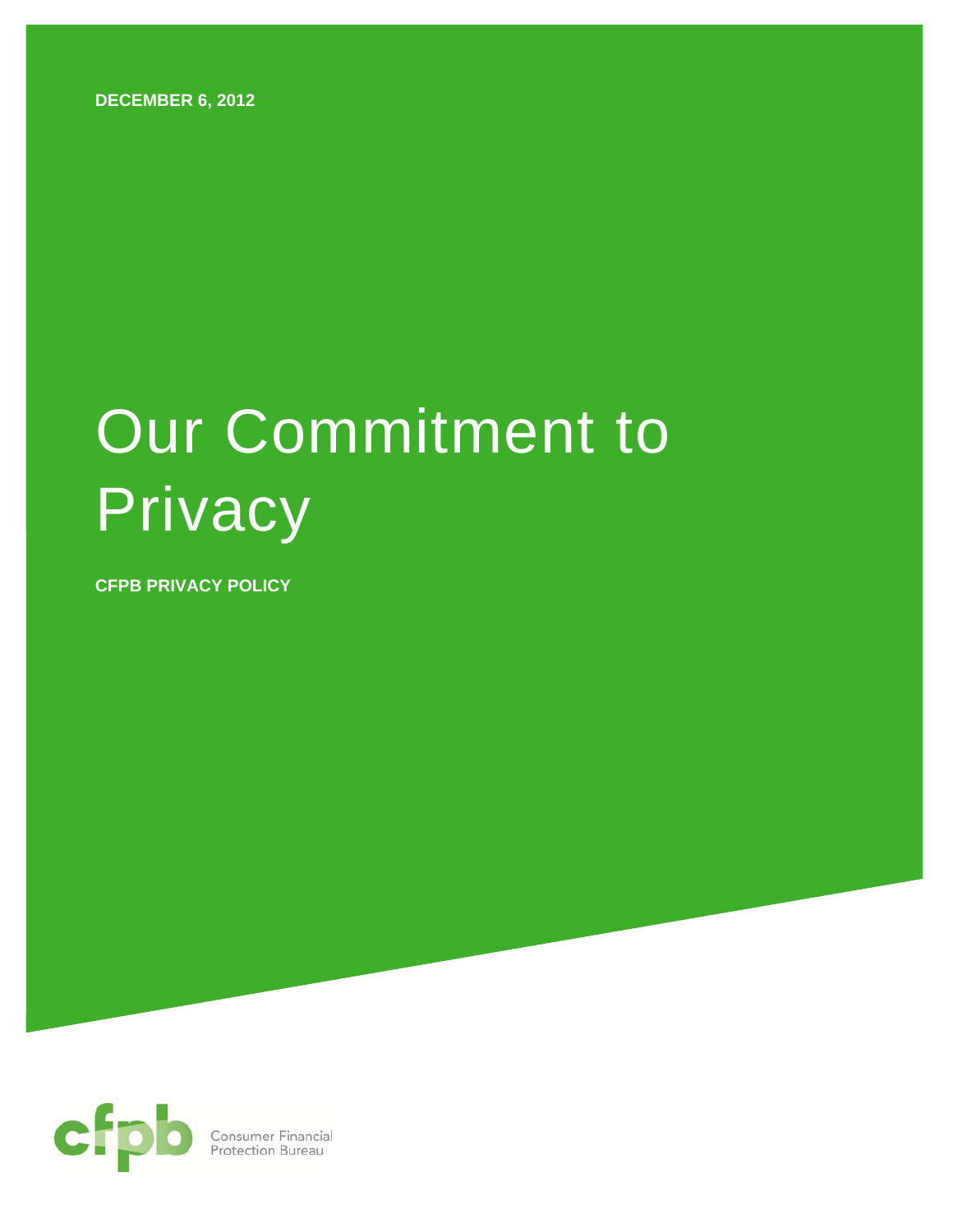**DECEMBER 6, 2012**

# Our Commitment to Privacy

**CFPB PRIVACY POLICY**

Consumer Financial Protection Bureau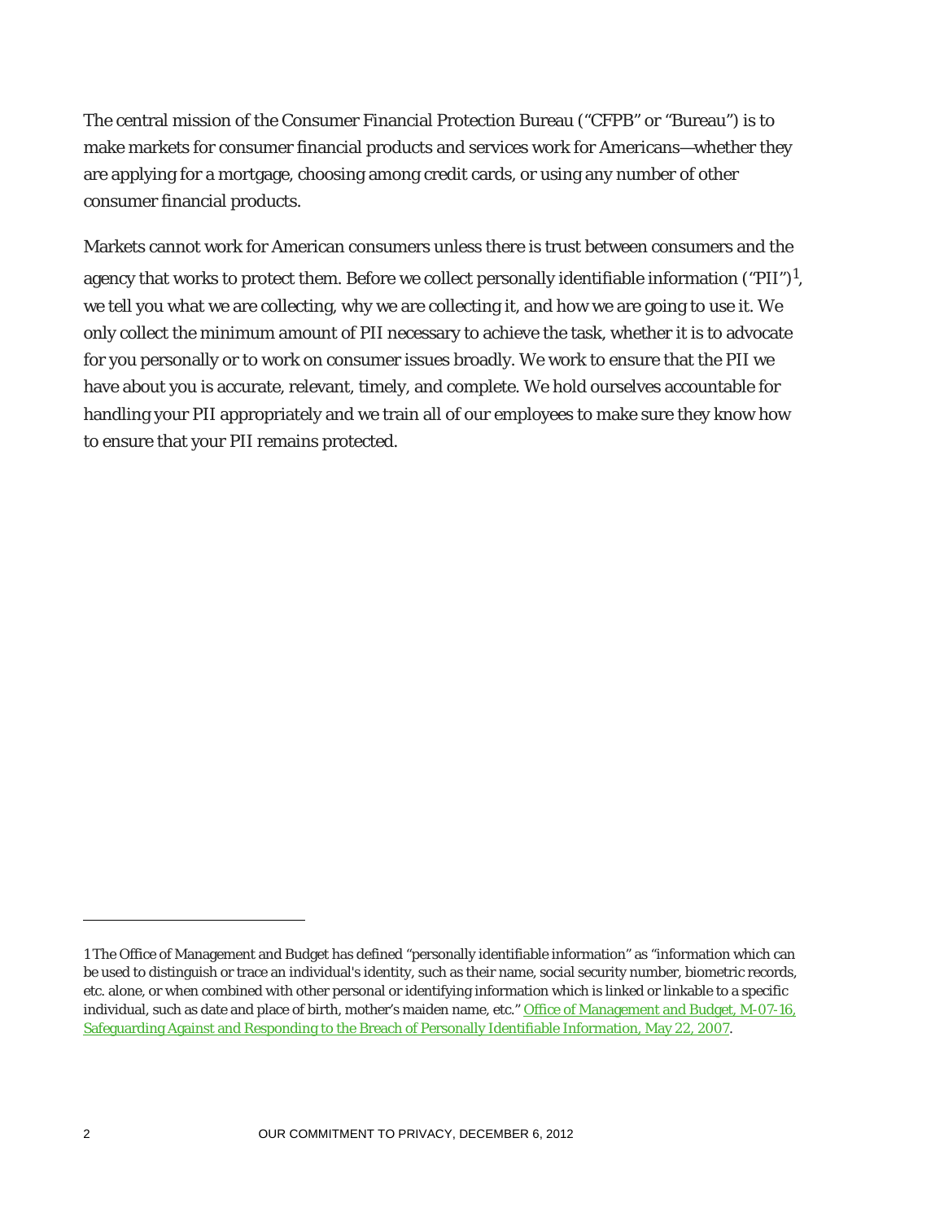The central mission of the Consumer Financial Protection Bureau ("CFPB" or "Bureau") is to make markets for consumer financial products and services work for Americans—whether they are applying for a mortgage, choosing among credit cards, or using any number of other consumer financial products.

Markets cannot work for American consumers unless there is trust between consumers and the agency that works to protect them. Before we collect personally identifiable information ("PII")[1], we tell you what we are collecting, why we are collecting it, and how we are going to use it. We only collect the minimum amount of PII necessary to achieve the task, whether it is to advocate for you personally or to work on consumer issues broadly. We work to ensure that the PII we have about you is accurate, relevant, timely, and complete. We hold ourselves accountable for handling your PII appropriately and we train all of our employees to make sure they know how to ensure that your PII remains protected.

---

1 The Office of Management and Budget has defined "personally identifiable information" as "information which can be used to distinguish or trace an individual's identity, such as their name, social security number, biometric records, etc. alone, or when combined with other personal or identifying information which is linked or linkable to a specific individual, such as date and place of birth, mother's maiden name, etc." Office of Management and Budget, M-07-16, Safeguarding Against and Responding to the Breach of Personally Identifiable Information, May 22, 2007.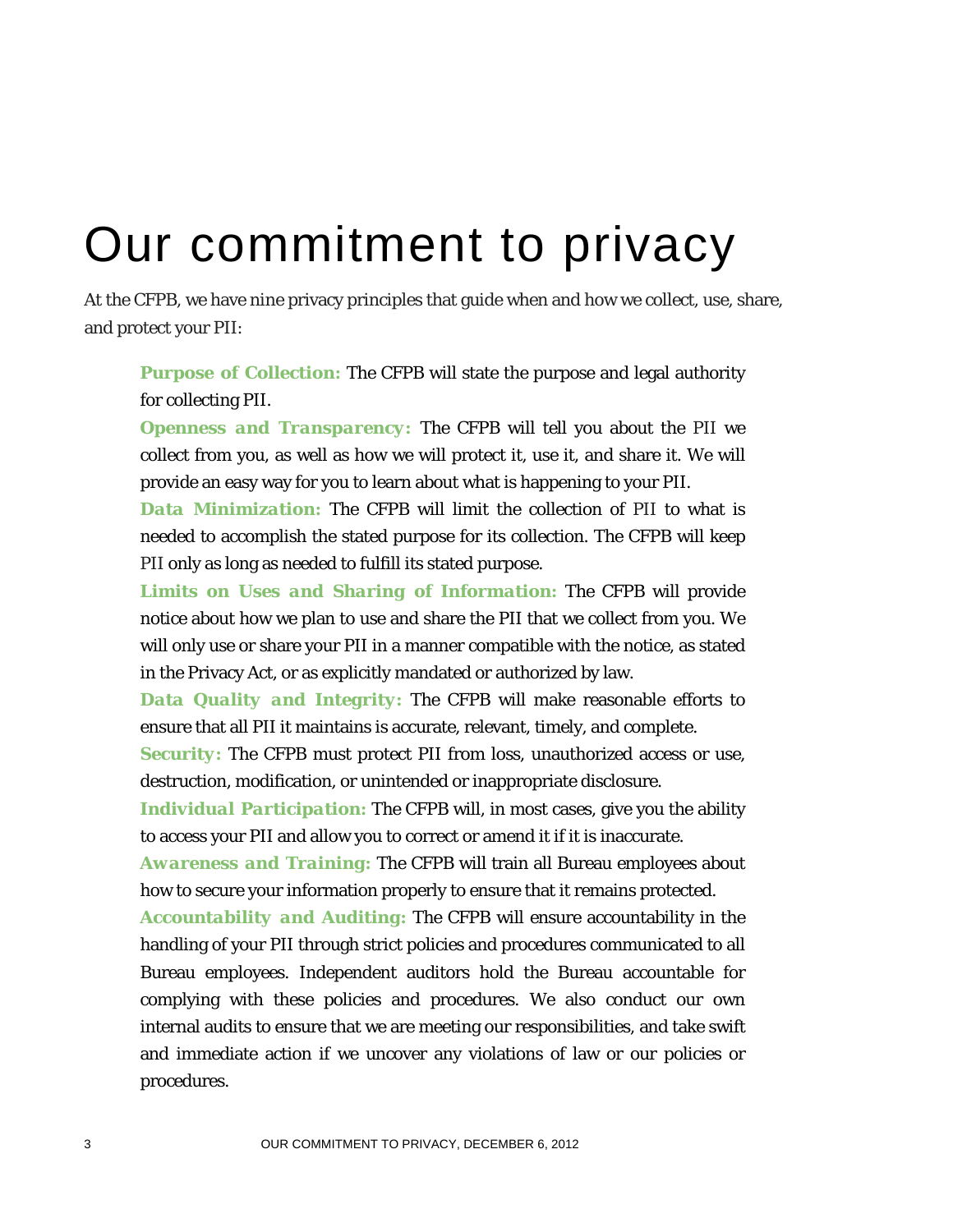# Our commitment to privacy

At the CFPB, we have nine privacy principles that guide when and how we collect, use, share, and protect your PII:

**Purpose of Collection:** The CFPB will state the purpose and legal authority for collecting PII.

**Openness and Transparency:** The CFPB will tell you about the PII we collect from you, as well as how we will protect it, use it, and share it. We will provide an easy way for you to learn about what is happening to your PII.

**Data Minimization:** The CFPB will limit the collection of PII to what is needed to accomplish the stated purpose for its collection. The CFPB will keep PII only as long as needed to fulfill its stated purpose.

**Limits on Uses and Sharing of Information:** The CFPB will provide notice about how we plan to use and share the PII that we collect from you. We will only use or share your PII in a manner compatible with the notice, as stated in the Privacy Act, or as explicitly mandated or authorized by law.

**Data Quality and Integrity:** The CFPB will make reasonable efforts to ensure that all PII it maintains is accurate, relevant, timely, and complete.

**Security:** The CFPB must protect PII from loss, unauthorized access or use, destruction, modification, or unintended or inappropriate disclosure.

**Individual Participation:** The CFPB will, in most cases, give you the ability to access your PII and allow you to correct or amend it if it is inaccurate.

**Awareness and Training:** The CFPB will train all Bureau employees about how to secure your information properly to ensure that it remains protected.

**Accountability and Auditing:** The CFPB will ensure accountability in the handling of your PII through strict policies and procedures communicated to all Bureau employees. Independent auditors hold the Bureau accountable for complying with these policies and procedures. We also conduct our own internal audits to ensure that we are meeting our responsibilities, and take swift and immediate action if we uncover any violations of law or our policies or procedures.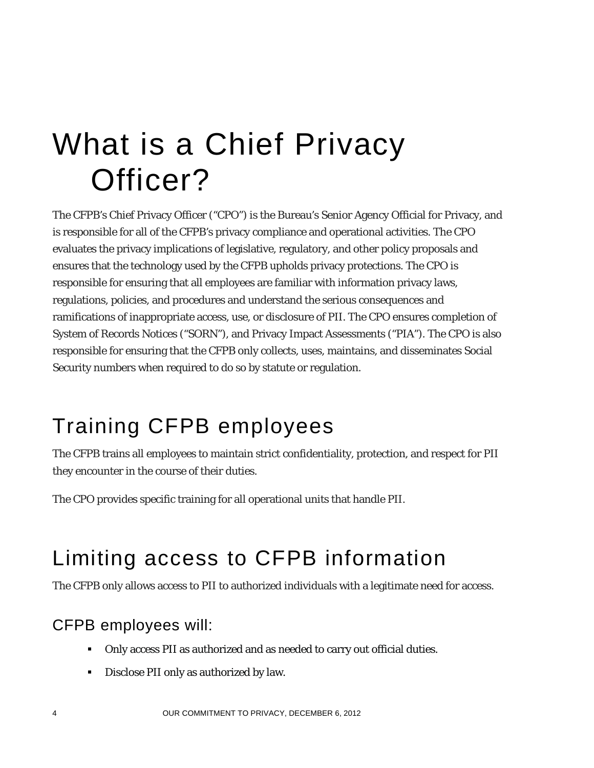# What is a Chief Privacy Officer?

The CFPB's Chief Privacy Officer ("CPO") is the Bureau's Senior Agency Official for Privacy, and is responsible for all of the CFPB's privacy compliance and operational activities. The CPO evaluates the privacy implications of legislative, regulatory, and other policy proposals and ensures that the technology used by the CFPB upholds privacy protections. The CPO is responsible for ensuring that all employees are familiar with information privacy laws, regulations, policies, and procedures and understand the serious consequences and ramifications of inappropriate access, use, or disclosure of PII. The CPO ensures completion of System of Records Notices ("SORN"), and Privacy Impact Assessments ("PIA"). The CPO is also responsible for ensuring that the CFPB only collects, uses, maintains, and disseminates Social Security numbers when required to do so by statute or regulation.

## Training CFPB employees

The CFPB trains all employees to maintain strict confidentiality, protection, and respect for PII they encounter in the course of their duties.

The CPO provides specific training for all operational units that handle PII.

## Limiting access to CFPB information

The CFPB only allows access to PII to authorized individuals with a legitimate need for access.

### CFPB employees will:

- Only access PII as authorized and as needed to carry out official duties.
- Disclose PII only as authorized by law.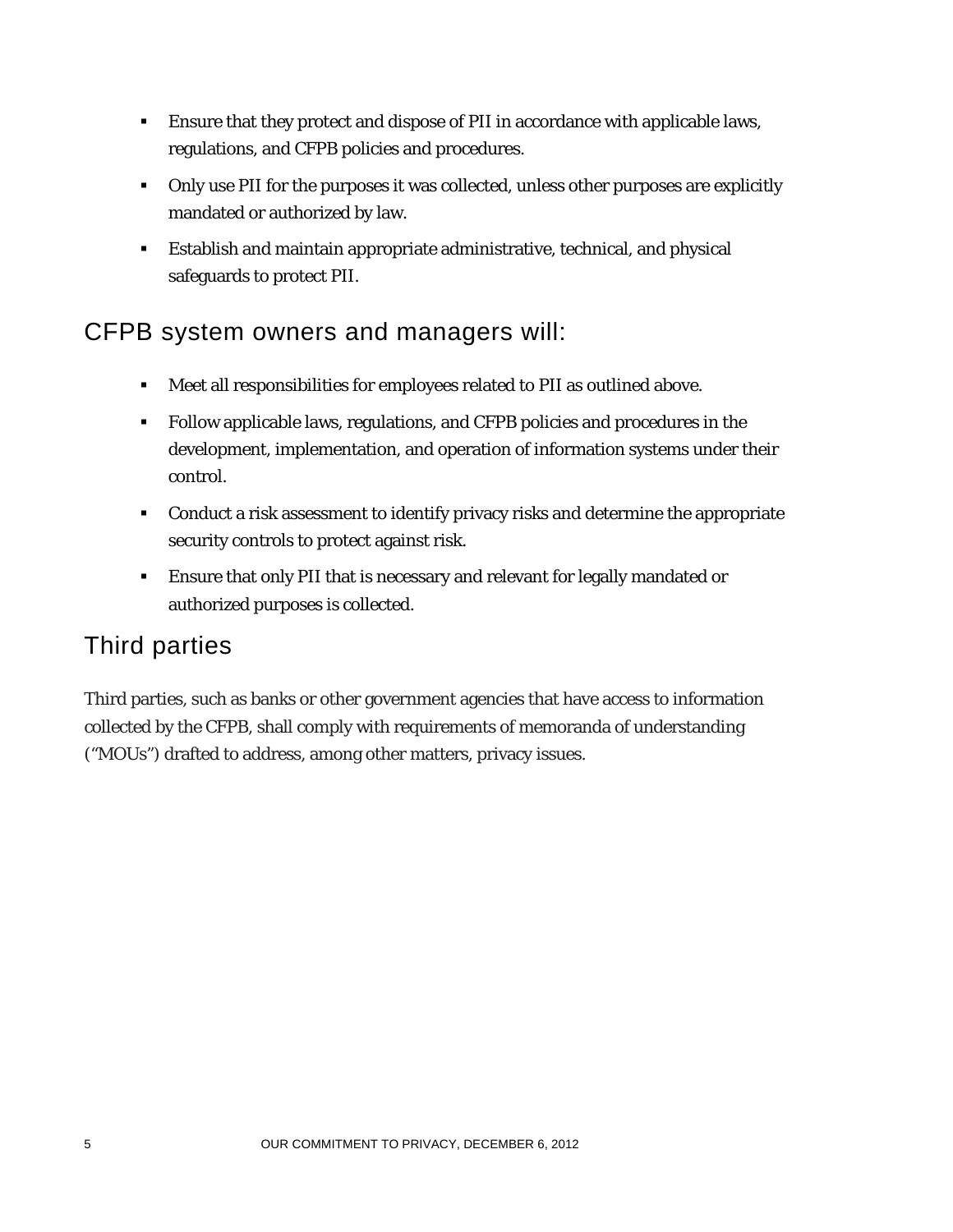- Ensure that they protect and dispose of PII in accordance with applicable laws, regulations, and CFPB policies and procedures.
- Only use PII for the purposes it was collected, unless other purposes are explicitly mandated or authorized by law.
- Establish and maintain appropriate administrative, technical, and physical safeguards to protect PII.

## CFPB system owners and managers will:

- Meet all responsibilities for employees related to PII as outlined above.
- Follow applicable laws, regulations, and CFPB policies and procedures in the development, implementation, and operation of information systems under their control.
- Conduct a risk assessment to identify privacy risks and determine the appropriate security controls to protect against risk.
- Ensure that only PII that is necessary and relevant for legally mandated or authorized purposes is collected.

## Third parties

Third parties, such as banks or other government agencies that have access to information collected by the CFPB, shall comply with requirements of memoranda of understanding ("MOUs") drafted to address, among other matters, privacy issues.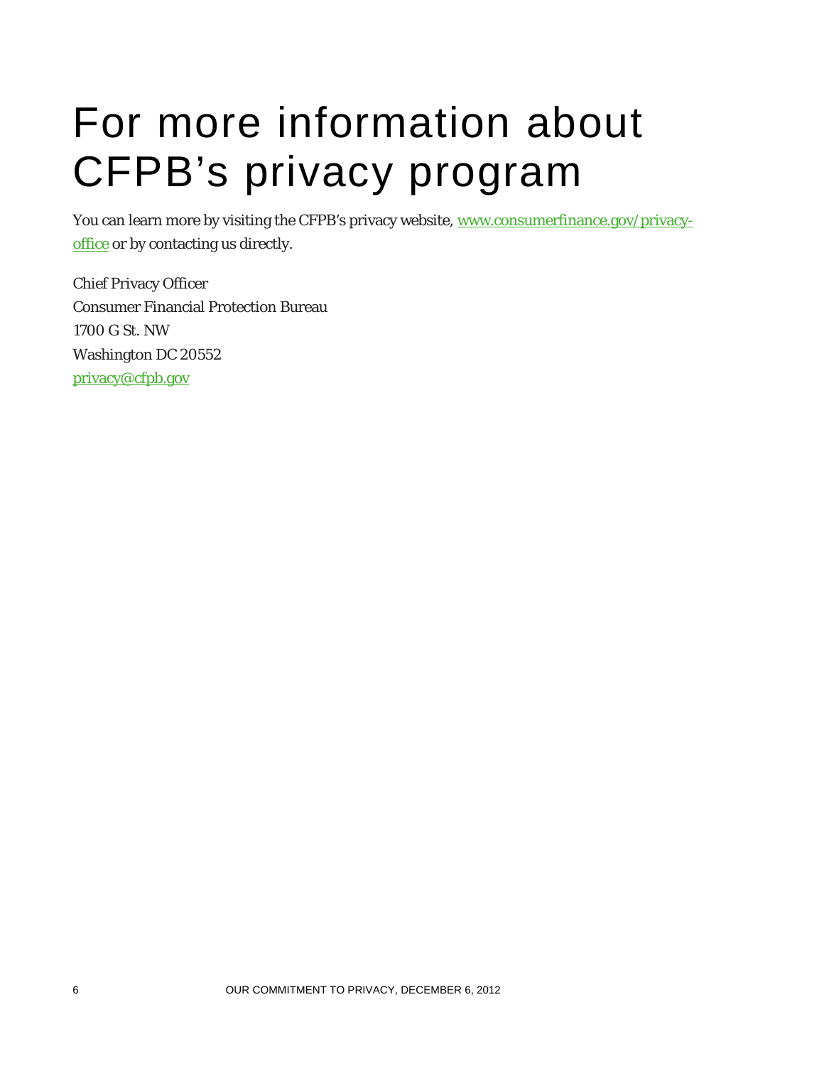# For more information about CFPB's privacy program

You can learn more by visiting the CFPB's privacy website, www.consumerfinance.gov/privacy-office or by contacting us directly.

Chief Privacy Officer
Consumer Financial Protection Bureau
1700 G St. NW
Washington DC 20552
privacy@cfpb.gov